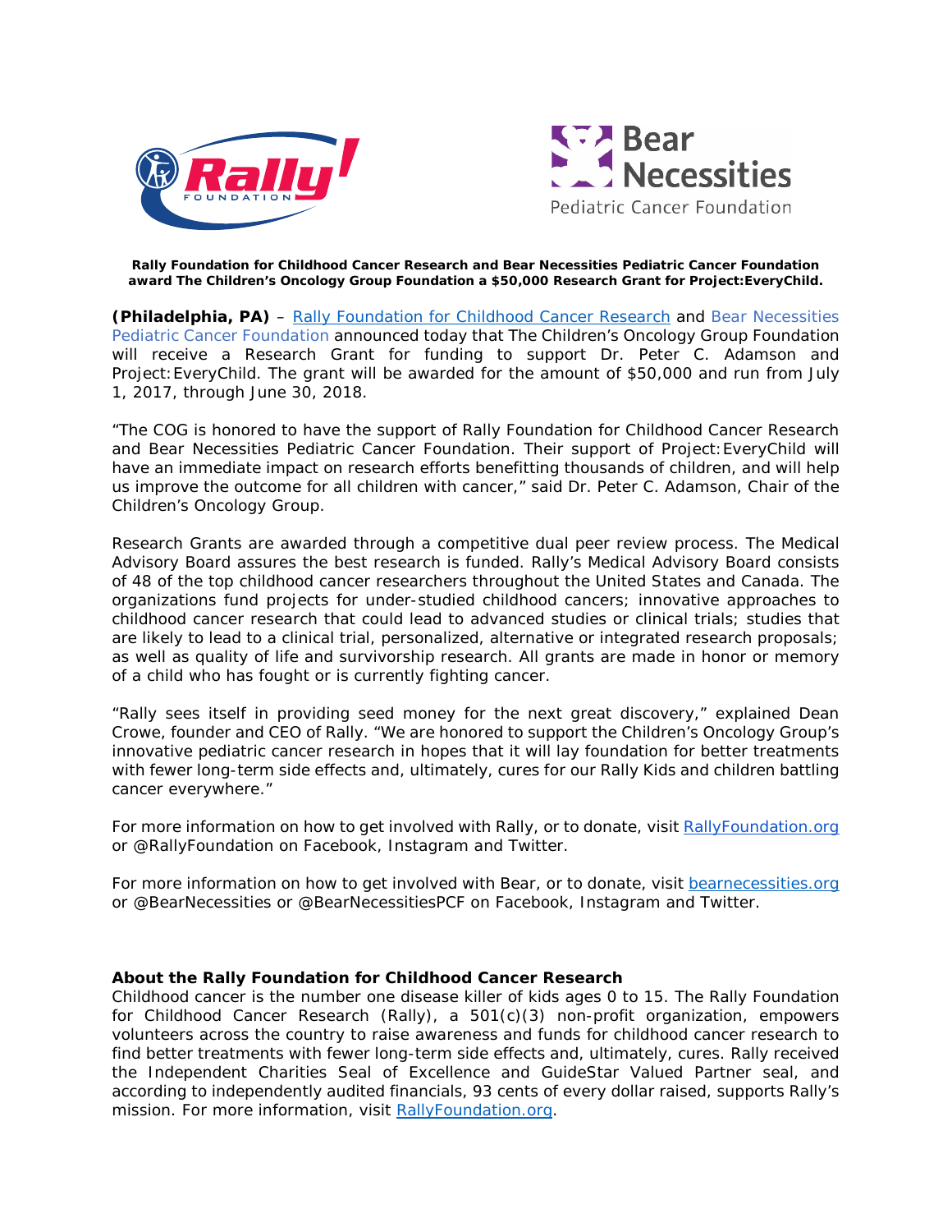**Rally Foundation for Childhood Cancer Research and Bear Necessities Pediatric Cancer Foundation award The Children's Oncology Group Foundation a $50,000 Research Grant for Project:EveryChild.**

**(Philadelphia, PA)** – Rally Foundation for Childhood Cancer Research and Bear Necessities Pediatric Cancer Foundation announced today that The Children's Oncology Group Foundation will receive a Research Grant for funding to support Dr. Peter C. Adamson and Project:EveryChild. The grant will be awarded for the amount of $50,000 and run from July 1, 2017, through June 30, 2018.

"The COG is honored to have the support of Rally Foundation for Childhood Cancer Research and Bear Necessities Pediatric Cancer Foundation. Their support of Project:EveryChild will have an immediate impact on research efforts benefitting thousands of children, and will help us improve the outcome for all children with cancer," said Dr. Peter C. Adamson, Chair of the Children's Oncology Group.

Research Grants are awarded through a competitive dual peer review process. The Medical Advisory Board assures the best research is funded. Rally's Medical Advisory Board consists of 48 of the top childhood cancer researchers throughout the United States and Canada. The organizations fund projects for under-studied childhood cancers; innovative approaches to childhood cancer research that could lead to advanced studies or clinical trials; studies that are likely to lead to a clinical trial, personalized, alternative or integrated research proposals; as well as quality of life and survivorship research. All grants are made in honor or memory of a child who has fought or is currently fighting cancer.

"Rally sees itself in providing seed money for the next great discovery," explained Dean Crowe, founder and CEO of Rally. "We are honored to support the Children's Oncology Group's innovative pediatric cancer research in hopes that it will lay foundation for better treatments with fewer long-term side effects and, ultimately, cures for our Rally Kids and children battling cancer everywhere."

For more information on how to get involved with Rally, or to donate, visit RallyFoundation.org or @RallyFoundation on Facebook, Instagram and Twitter.

For more information on how to get involved with Bear, or to donate, visit bearnecessities.org or @BearNecessities or @BearNecessitiesPCF on Facebook, Instagram and Twitter.

**About the Rally Foundation for Childhood Cancer Research**

Childhood cancer is the number one disease killer of kids ages 0 to 15. The Rally Foundation for Childhood Cancer Research (Rally), a 501(c)(3) non-profit organization, empowers volunteers across the country to raise awareness and funds for childhood cancer research to find better treatments with fewer long-term side effects and, ultimately, cures. Rally received the Independent Charities Seal of Excellence and GuideStar Valued Partner seal, and according to independently audited financials, 93 cents of every dollar raised, supports Rally's mission. For more information, visit RallyFoundation.org.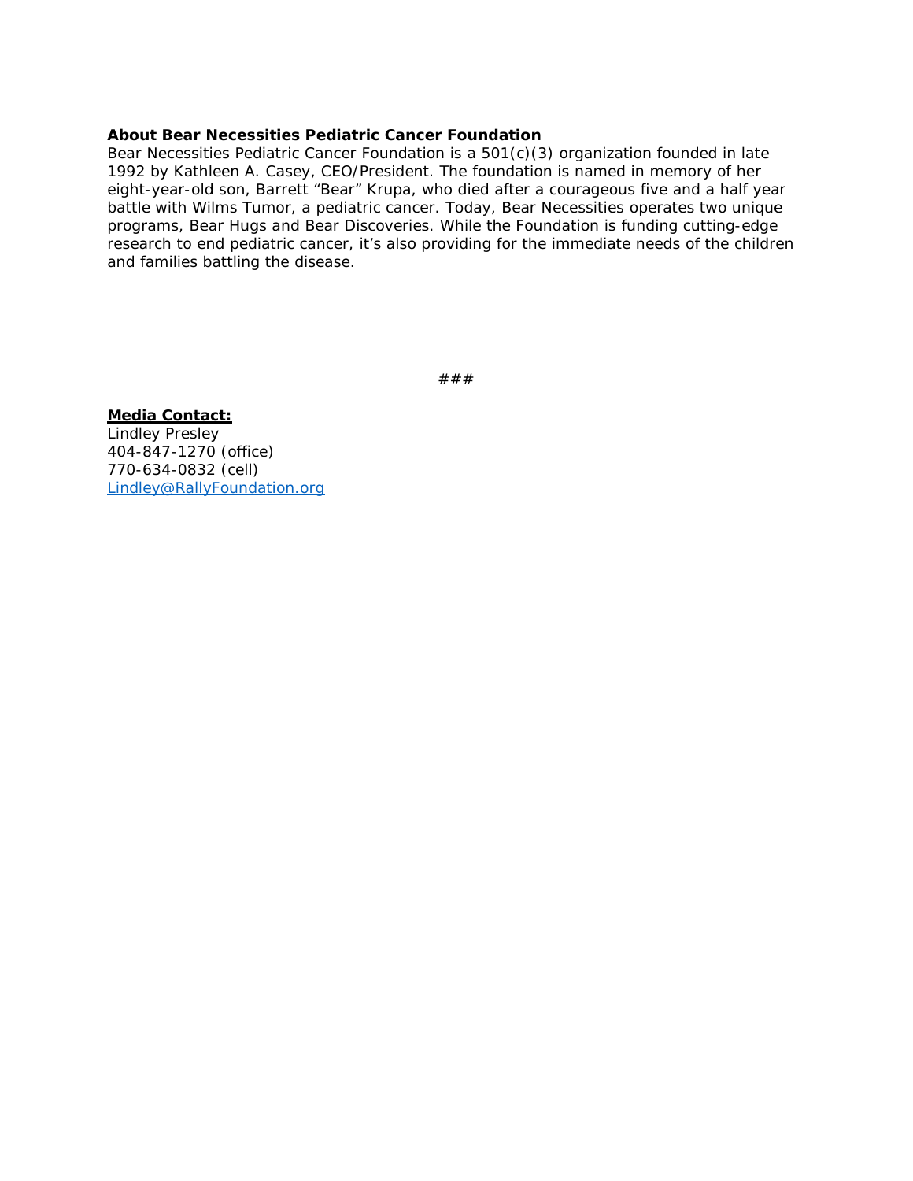**About Bear Necessities Pediatric Cancer Foundation**
Bear Necessities Pediatric Cancer Foundation is a 501(c)(3) organization founded in late 1992 by Kathleen A. Casey, CEO/President. The foundation is named in memory of her eight-year-old son, Barrett "Bear" Krupa, who died after a courageous five and a half year battle with Wilms Tumor, a pediatric cancer. Today, Bear Necessities operates two unique programs, Bear Hugs and Bear Discoveries. While the Foundation is funding cutting-edge research to end pediatric cancer, it's also providing for the immediate needs of the children and families battling the disease.

###

**Media Contact:**
Lindley Presley
404-847-1270 (office)
770-634-0832 (cell)
Lindley@RallyFoundation.org